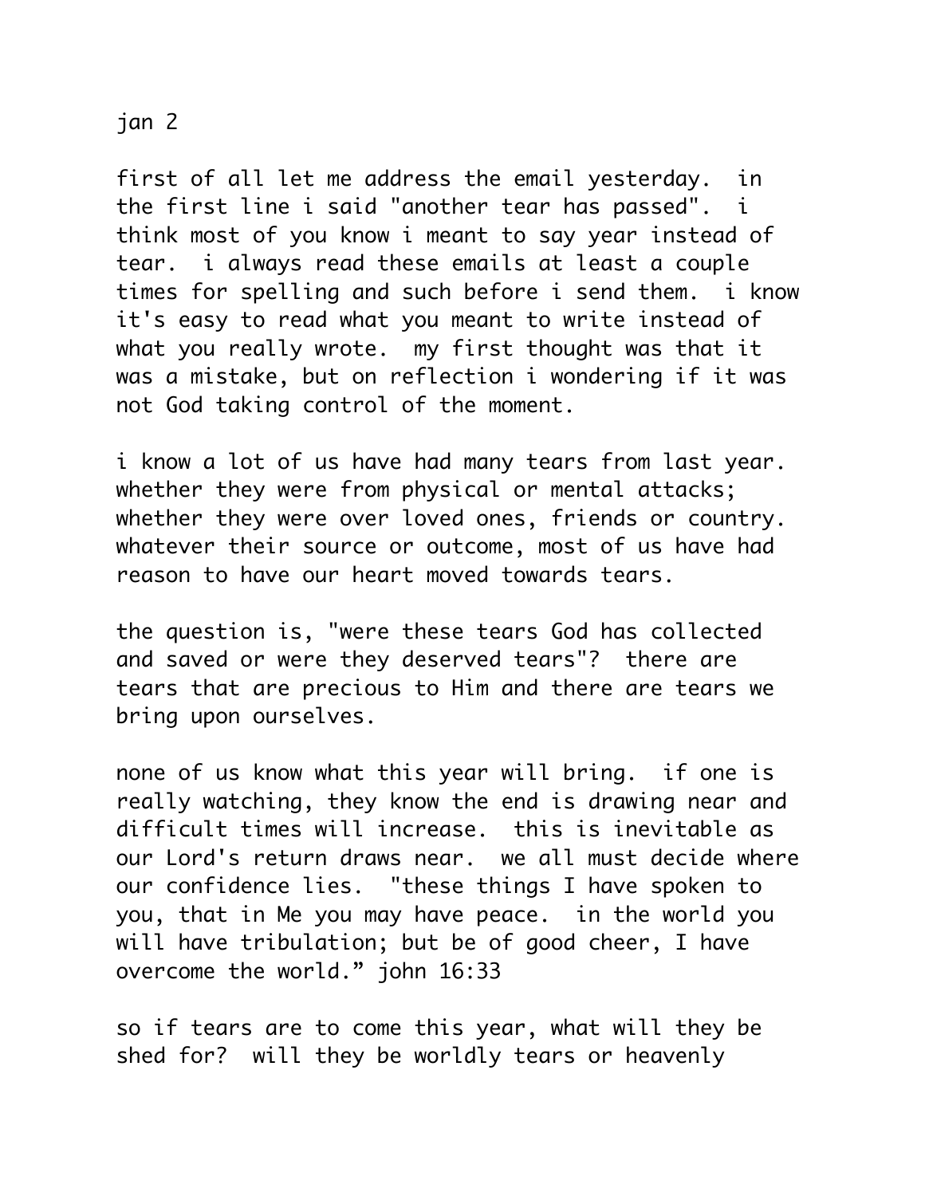jan 2

first of all let me address the email yesterday. in the first line i said "another tear has passed". i think most of you know i meant to say year instead of tear. i always read these emails at least a couple times for spelling and such before i send them. i know it's easy to read what you meant to write instead of what you really wrote. my first thought was that it was a mistake, but on reflection i wondering if it was not God taking control of the moment.

i know a lot of us have had many tears from last year. whether they were from physical or mental attacks; whether they were over loved ones, friends or country. whatever their source or outcome, most of us have had reason to have our heart moved towards tears.

the question is, "were these tears God has collected and saved or were they deserved tears"? there are tears that are precious to Him and there are tears we bring upon ourselves.

none of us know what this year will bring. if one is really watching, they know the end is drawing near and difficult times will increase. this is inevitable as our Lord's return draws near. we all must decide where our confidence lies. "these things I have spoken to you, that in Me you may have peace. in the world you will have tribulation; but be of good cheer, I have overcome the world." john 16:33

so if tears are to come this year, what will they be shed for? will they be worldly tears or heavenly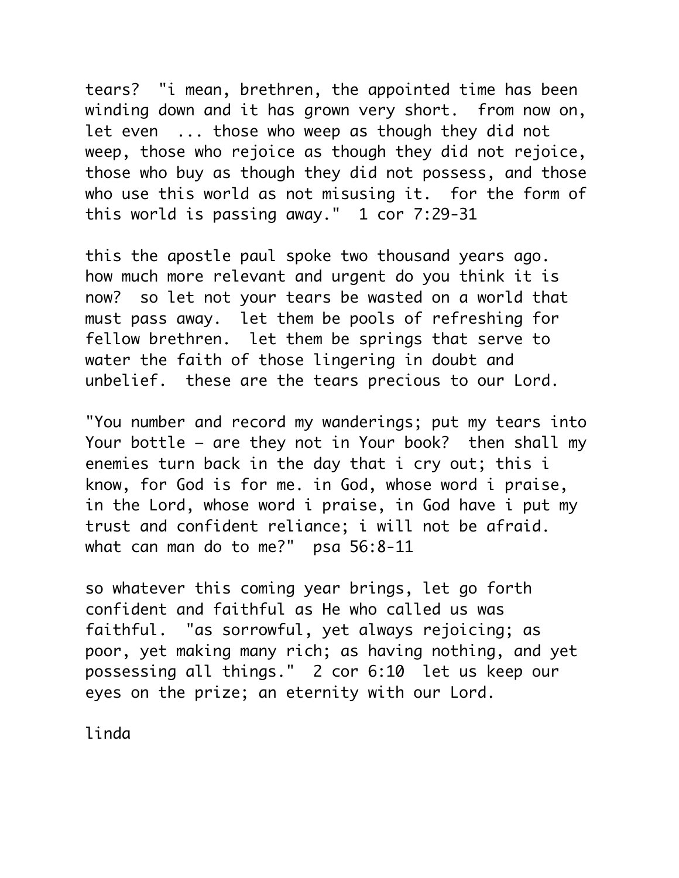tears? "i mean, brethren, the appointed time has been winding down and it has grown very short. from now on, let even ... those who weep as though they did not weep, those who rejoice as though they did not rejoice, those who buy as though they did not possess, and those who use this world as not misusing it. for the form of this world is passing away." 1 cor 7:29-31

this the apostle paul spoke two thousand years ago. how much more relevant and urgent do you think it is now? so let not your tears be wasted on a world that must pass away. let them be pools of refreshing for fellow brethren. let them be springs that serve to water the faith of those lingering in doubt and unbelief. these are the tears precious to our Lord.

"You number and record my wanderings; put my tears into Your bottle – are they not in Your book? then shall my enemies turn back in the day that i cry out; this i know, for God is for me. in God, whose word i praise, in the Lord, whose word i praise, in God have i put my trust and confident reliance; i will not be afraid. what can man do to me?" psa 56:8-11

so whatever this coming year brings, let go forth confident and faithful as He who called us was faithful. "as sorrowful, yet always rejoicing; as poor, yet making many rich; as having nothing, and yet possessing all things." 2 cor 6:10 let us keep our eyes on the prize; an eternity with our Lord.

linda